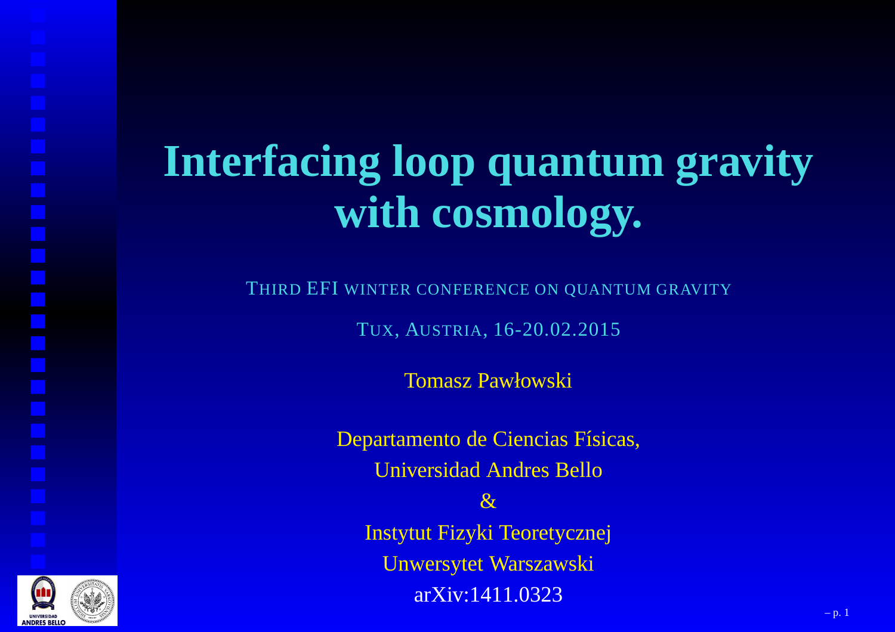# Interfacing loop quantum gravity with cosmology.

THIRD EFI WINTER CONFERENCE ON QUANTUM GRAVITY

TUX, AUSTRIA, 16-20.02.2015

Tomasz Pawłowski

Departamento de Ciencias Físicas,
Universidad Andres Bello
&
Instytut Fizyki Teoretycznej
Unwersytet Warszawski
arXiv:1411.0323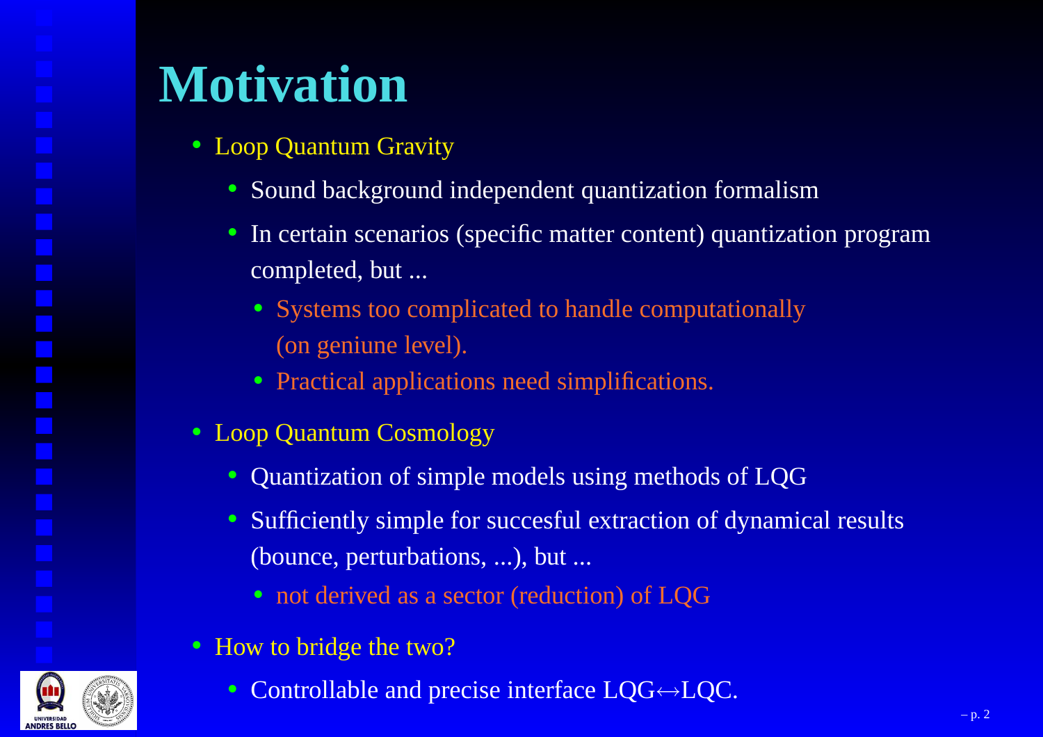# Motivation

- Loop Quantum Gravity
  - Sound background independent quantization formalism
  - In certain scenarios (specific matter content) quantization program completed, but ...
    - Systems too complicated to handle computationally (on geniune level).
    - Practical applications need simplifications.
- Loop Quantum Cosmology
  - Quantization of simple models using methods of LQG
  - Sufficiently simple for succesful extraction of dynamical results (bounce, perturbations, ...), but ...
    - not derived as a sector (reduction) of LQG
- How to bridge the two?
  - Controllable and precise interface LQG$\leftrightarrow$LQC.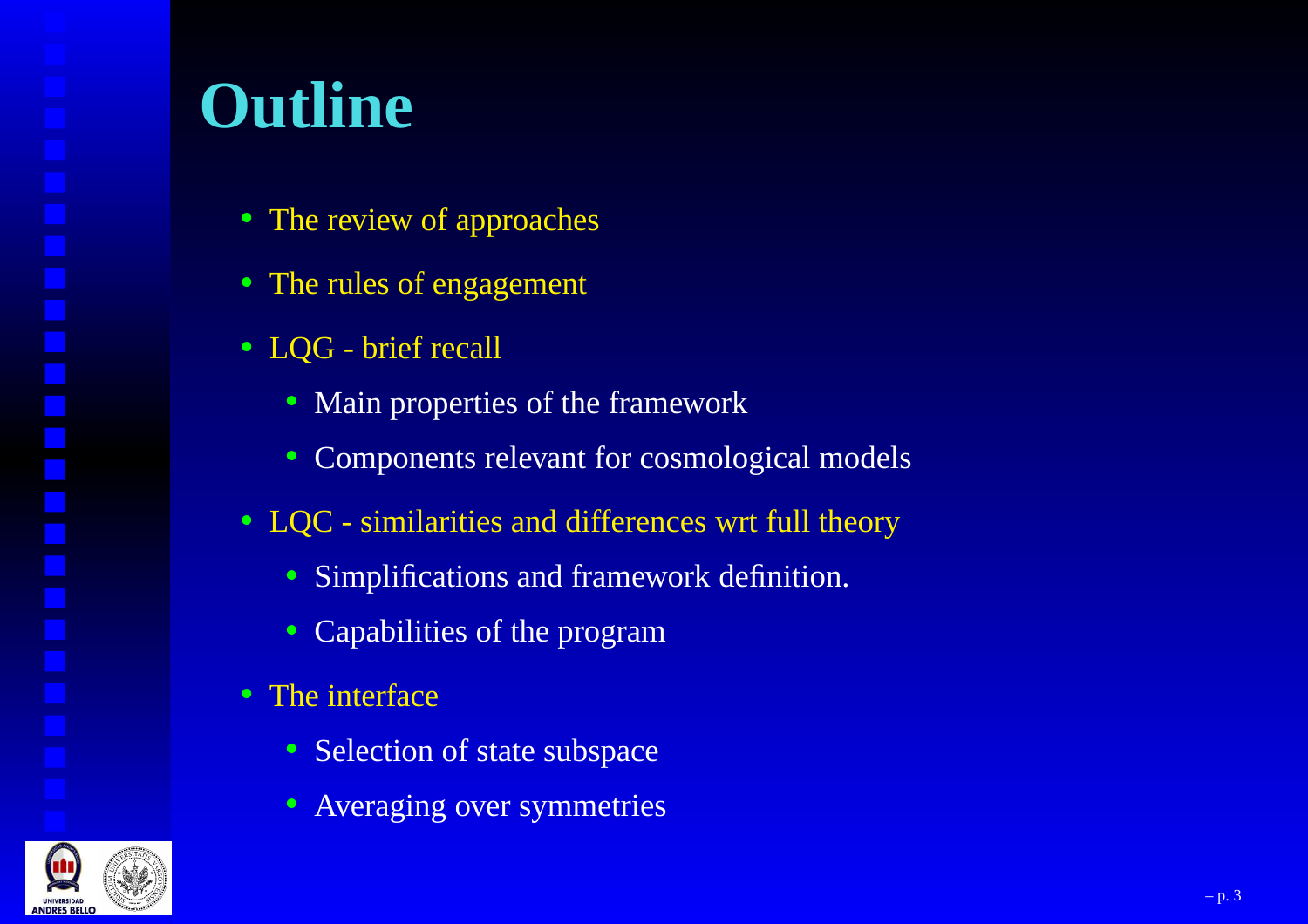# Outline

- The review of approaches
- The rules of engagement
- LQG - brief recall
  - Main properties of the framework
  - Components relevant for cosmological models
- LQC - similarities and differences wrt full theory
  - Simplifications and framework definition.
  - Capabilities of the program
- The interface
  - Selection of state subspace
  - Averaging over symmetries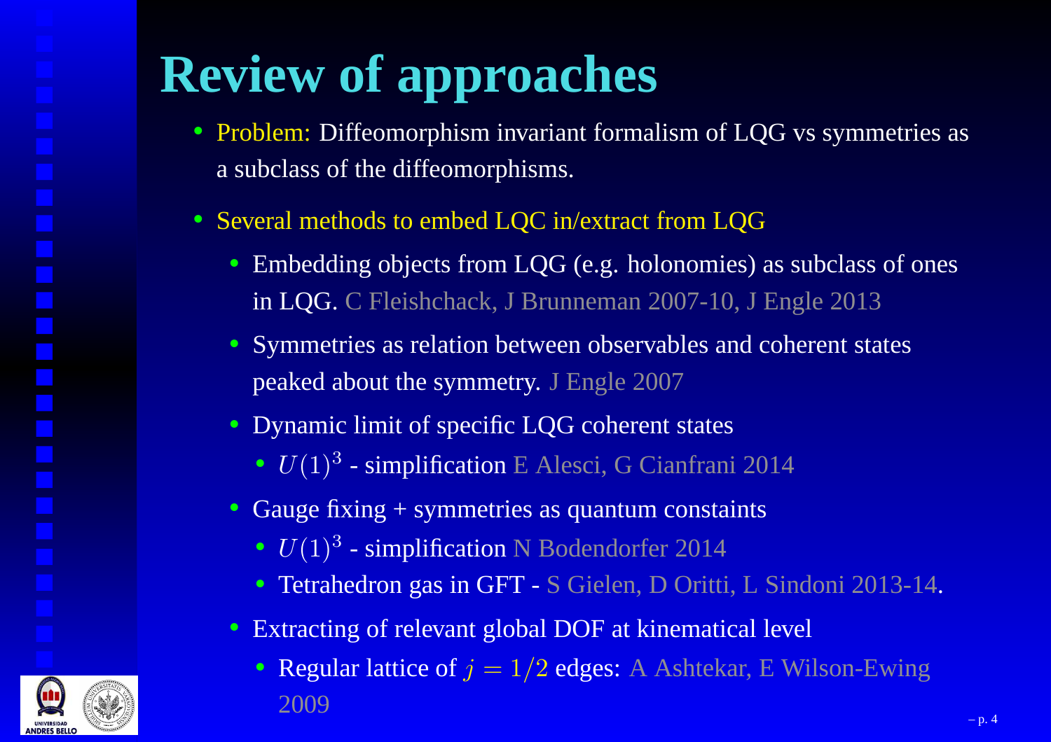# Review of approaches

- Problem: Diffeomorphism invariant formalism of LQG vs symmetries as a subclass of the diffeomorphisms.
- Several methods to embed LQC in/extract from LQG
  - Embedding objects from LQG (e.g. holonomies) as subclass of ones in LQG. C Fleishchack, J Brunneman 2007-10, J Engle 2013
  - Symmetries as relation between observables and coherent states peaked about the symmetry. J Engle 2007
  - Dynamic limit of specific LQG coherent states
    - $U(1)^3$ - simplification E Alesci, G Cianfrani 2014
  - Gauge fixing + symmetries as quantum constaints
    - $U(1)^3$ - simplification N Bodendorfer 2014
    - Tetrahedron gas in GFT - S Gielen, D Oritti, L Sindoni 2013-14.
  - Extracting of relevant global DOF at kinematical level
    - Regular lattice of $j = 1/2$ edges: A Ashtekar, E Wilson-Ewing 2009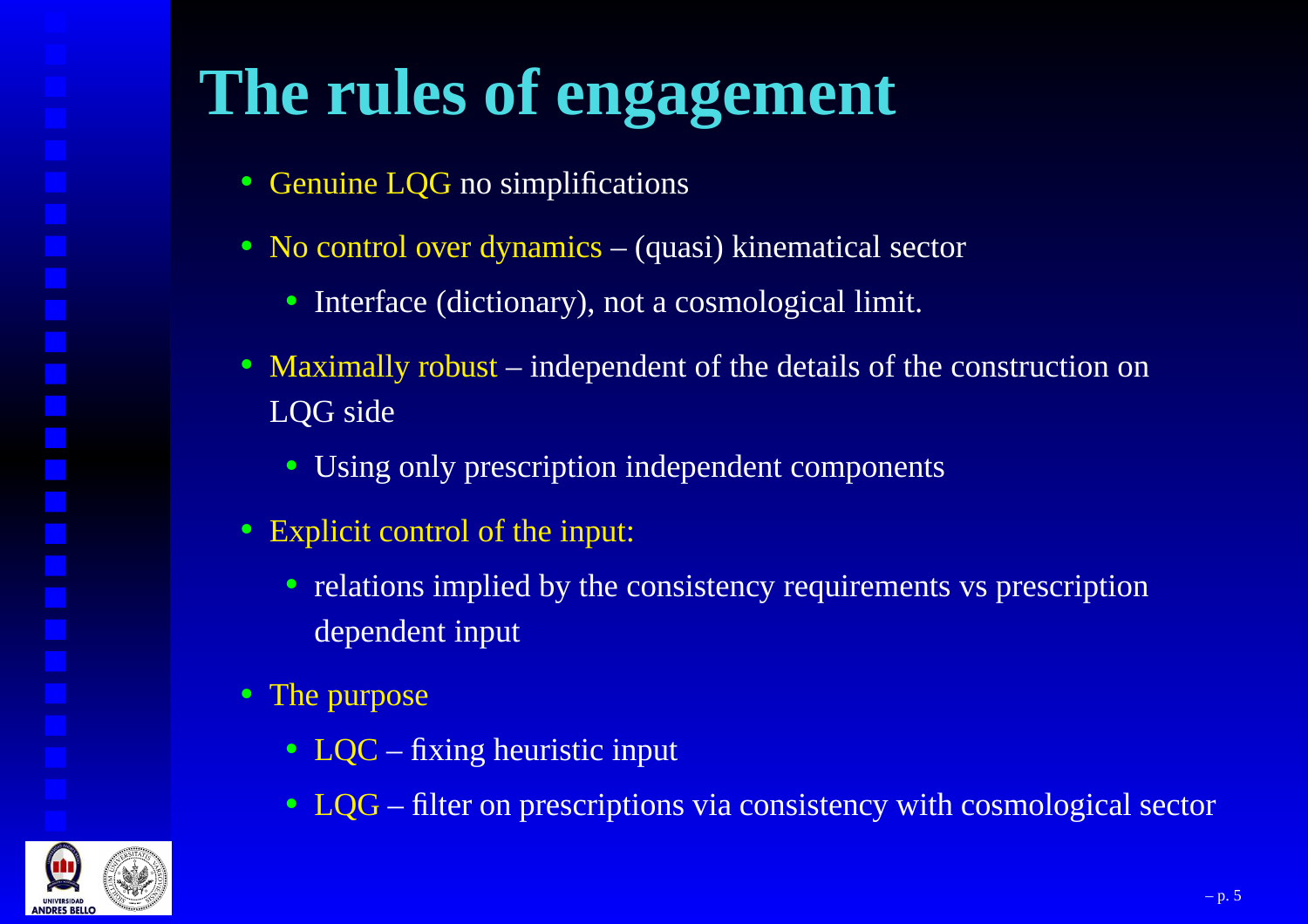# The rules of engagement

- Genuine LQG no simplifications
- No control over dynamics – (quasi) kinematical sector
  - Interface (dictionary), not a cosmological limit.
- Maximally robust – independent of the details of the construction on LQG side
  - Using only prescription independent components
- Explicit control of the input:
  - relations implied by the consistency requirements vs prescription dependent input
- The purpose
  - LQC – fixing heuristic input
  - LQG – filter on prescriptions via consistency with cosmological sector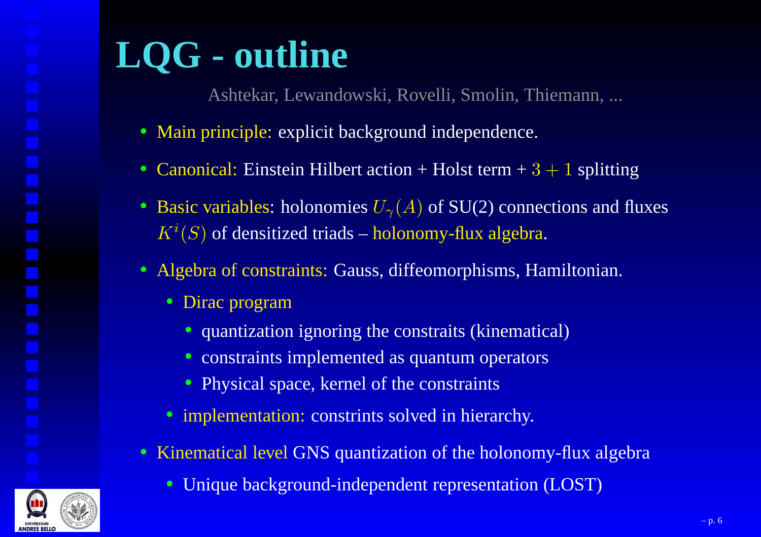# LQG - outline

Ashtekar, Lewandowski, Rovelli, Smolin, Thiemann, ...

- Main principle: explicit background independence.
- Canonical: Einstein Hilbert action + Holst term + $3+1$ splitting
- Basic variables: holonomies $U_\gamma(A)$ of SU(2) connections and fluxes $K^i(S)$ of densitized triads – holonomy-flux algebra.
- Algebra of constraints: Gauss, diffeomorphisms, Hamiltonian.
  - Dirac program
    - quantization ignoring the constraits (kinematical)
    - constraints implemented as quantum operators
    - Physical space, kernel of the constraints
  - implementation: constrints solved in hierarchy.
- Kinematical level GNS quantization of the holonomy-flux algebra
  - Unique background-independent representation (LOST)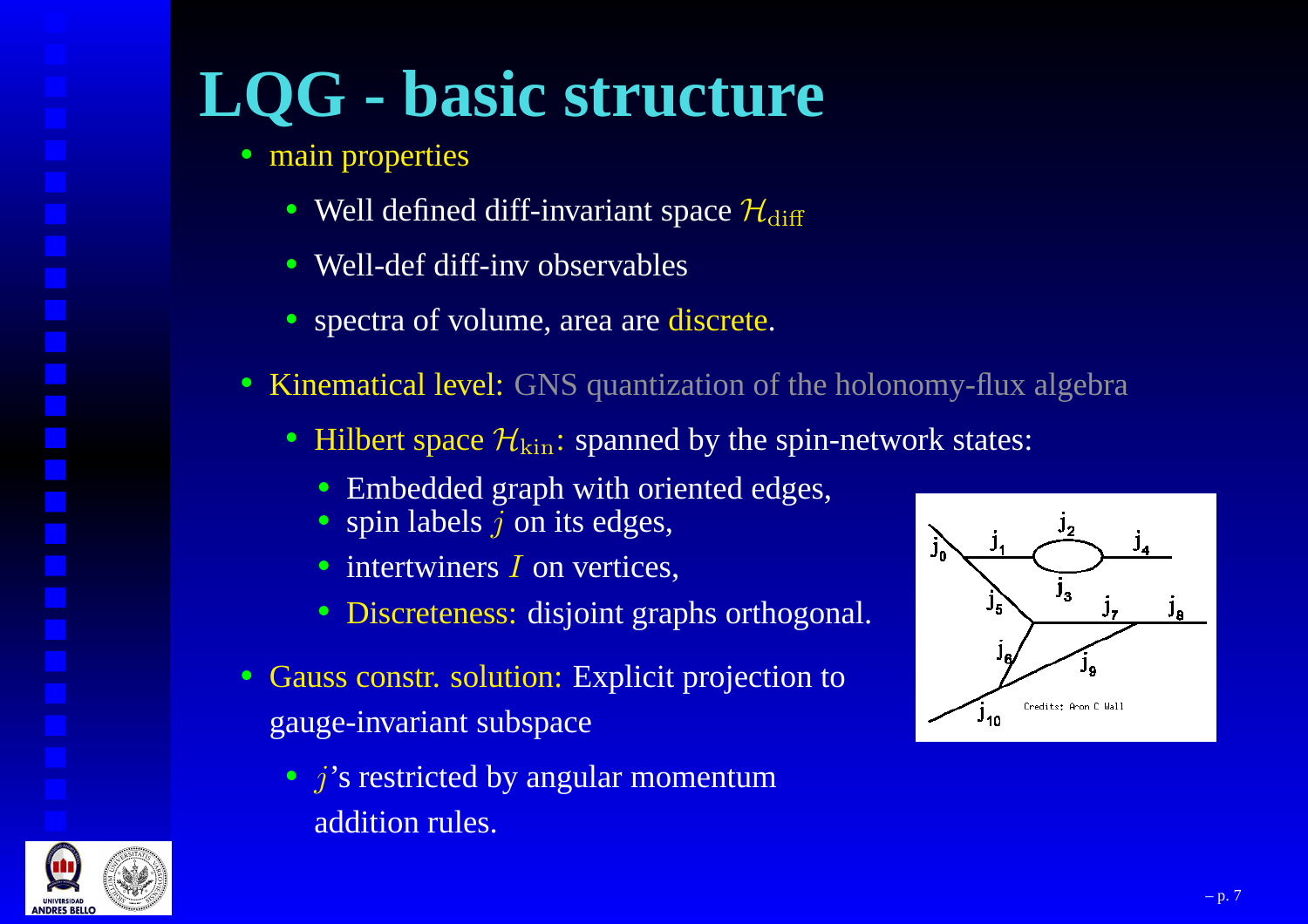# LQG - basic structure

- main properties
  - Well defined diff-invariant space $\mathcal{H}_{\text{diff}}$
  - Well-def diff-inv observables
  - spectra of volume, area are discrete.
- Kinematical level: GNS quantization of the holonomy-flux algebra
  - Hilbert space $\mathcal{H}_{\text{kin}}$: spanned by the spin-network states:
    - Embedded graph with oriented edges,
    - spin labels $j$ on its edges,
    - intertwiners $I$ on vertices,
    - Discreteness: disjoint graphs orthogonal.
- Gauss constr. solution: Explicit projection to gauge-invariant subspace
  - $j$'s restricted by angular momentum addition rules.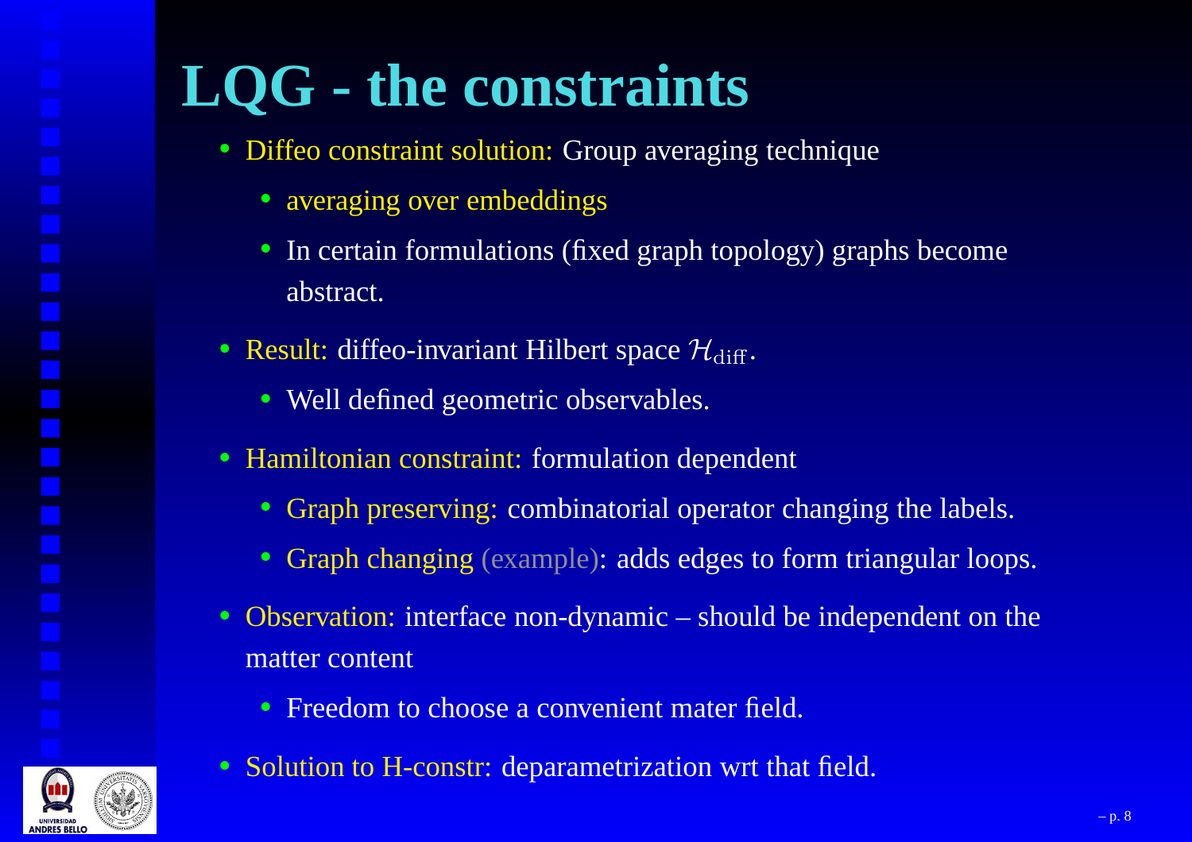# LQG - the constraints

- Diffeo constraint solution: Group averaging technique
  - averaging over embeddings
  - In certain formulations (fixed graph topology) graphs become abstract.
- Result: diffeo-invariant Hilbert space $\mathcal{H}_{\rm diff}$.
  - Well defined geometric observables.
- Hamiltonian constraint: formulation dependent
  - Graph preserving: combinatorial operator changing the labels.
  - Graph changing (example): adds edges to form triangular loops.
- Observation: interface non-dynamic – should be independent on the matter content
  - Freedom to choose a convenient mater field.
- Solution to H-constr: deparametrization wrt that field.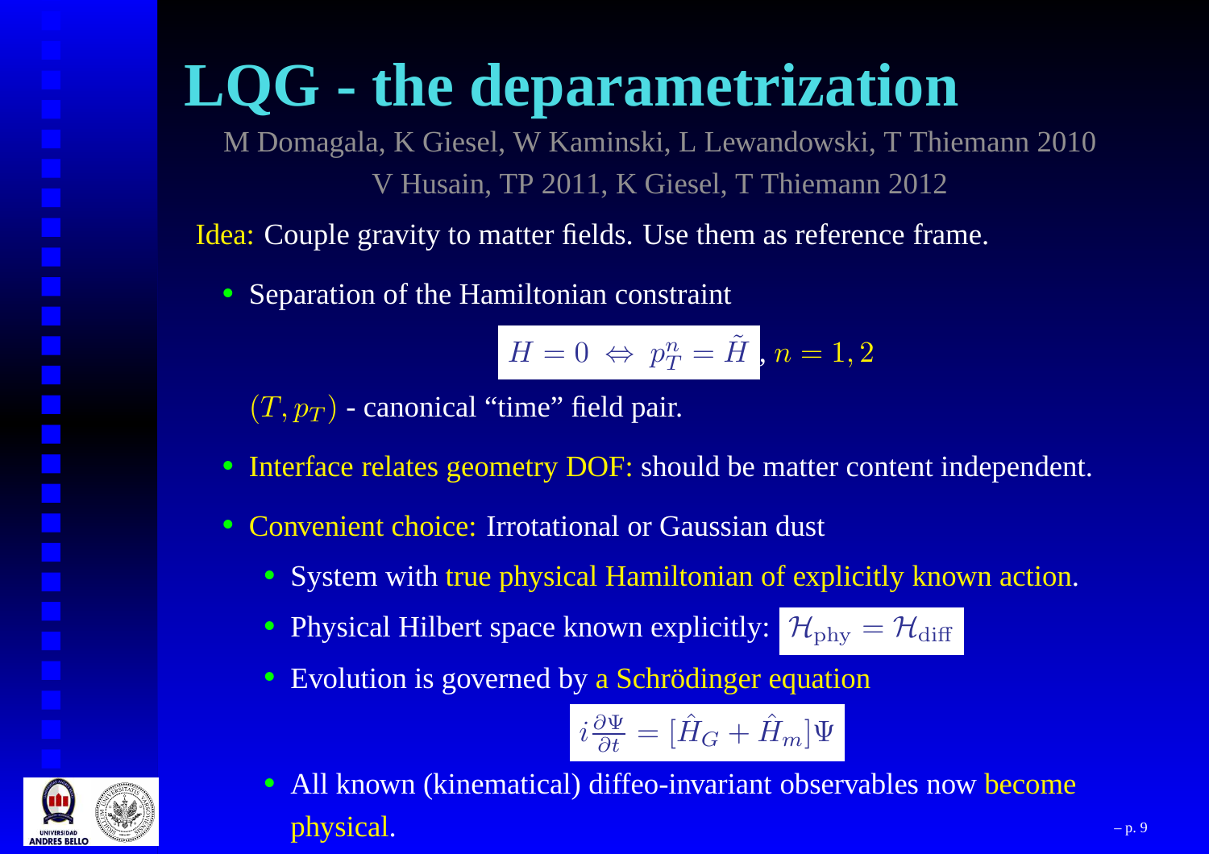# LQG - the deparametrization

M Domagala, K Giesel, W Kaminski, L Lewandowski, T Thiemann 2010
V Husain, TP 2011, K Giesel, T Thiemann 2012

Idea: Couple gravity to matter fields. Use them as reference frame.

- Separation of the Hamiltonian constraint

$$H = 0 \Leftrightarrow p_T^n = \tilde{H}, \; n = 1, 2$$

  $(T, p_T)$ - canonical "time" field pair.

- Interface relates geometry DOF: should be matter content independent.
- Convenient choice: Irrotational or Gaussian dust
  - System with true physical Hamiltonian of explicitly known action.
  - Physical Hilbert space known explicitly: $\mathcal{H}_{\text{phy}} = \mathcal{H}_{\text{diff}}$
  - Evolution is governed by a Schrödinger equation

$$i\frac{\partial \Psi}{\partial t} = [\hat{H}_G + \hat{H}_m]\Psi$$

  - All known (kinematical) diffeo-invariant observables now become physical.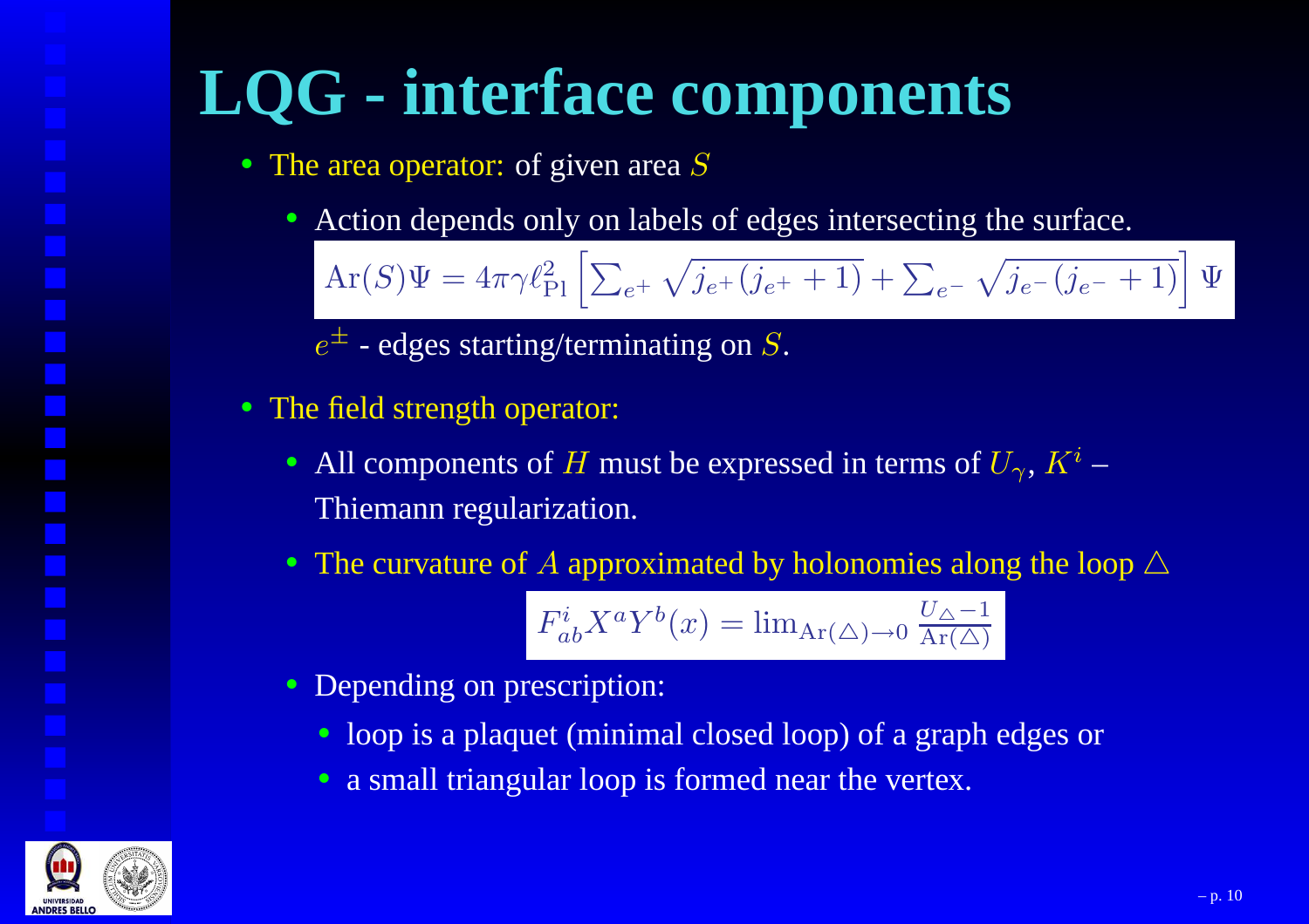# LQG - interface components

- The area operator: of given area $S$
  - Action depends only on labels of edges intersecting the surface.

$$\mathrm{Ar}(S)\Psi = 4\pi\gamma\ell_{\mathrm{Pl}}^2 \left[\sum_{e^+} \sqrt{j_{e^+}(j_{e^+}+1)} + \sum_{e^-} \sqrt{j_{e^-}(j_{e^-}+1)}\right] \Psi$$

  $e^{\pm}$ - edges starting/terminating on $S$.

- The field strength operator:
  - All components of $H$ must be expressed in terms of $U_\gamma$, $K^i$ – Thiemann regularization.
  - The curvature of $A$ approximated by holonomies along the loop $\triangle$

$$F^i_{ab} X^a Y^b(x) = \lim_{\mathrm{Ar}(\triangle)\to 0} \frac{U_\triangle - 1}{\mathrm{Ar}(\triangle)}$$

  - Depending on prescription:
    - loop is a plaquet (minimal closed loop) of a graph edges or
    - a small triangular loop is formed near the vertex.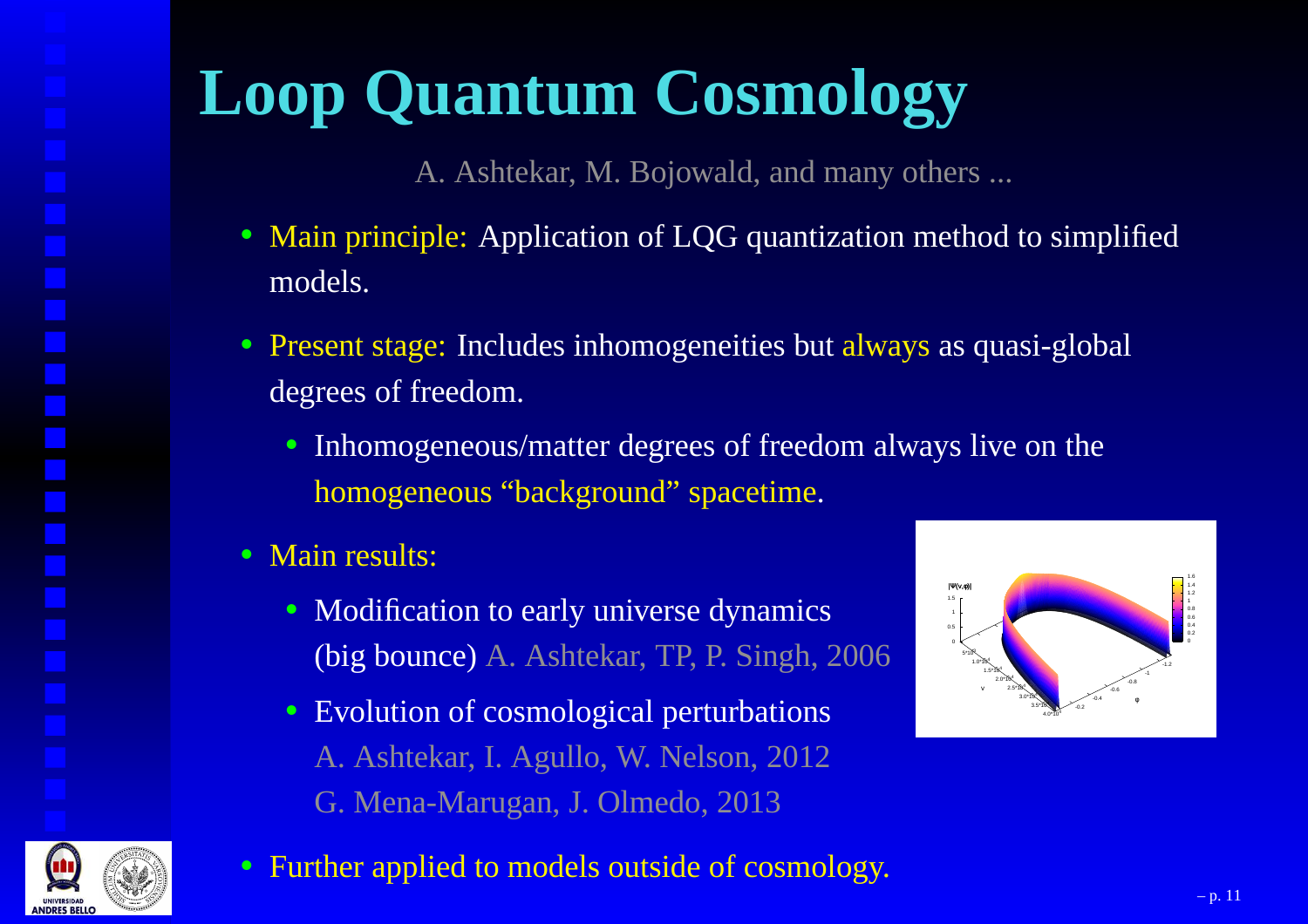# Loop Quantum Cosmology

A. Ashtekar, M. Bojowald, and many others ...

- Main principle: Application of LQG quantization method to simplified models.
- Present stage: Includes inhomogeneities but always as quasi-global degrees of freedom.
  - Inhomogeneous/matter degrees of freedom always live on the homogeneous "background" spacetime.
- Main results:
  - Modification to early universe dynamics (big bounce) A. Ashtekar, TP, P. Singh, 2006
  - Evolution of cosmological perturbations A. Ashtekar, I. Agullo, W. Nelson, 2012 G. Mena-Marugan, J. Olmedo, 2013
- Further applied to models outside of cosmology.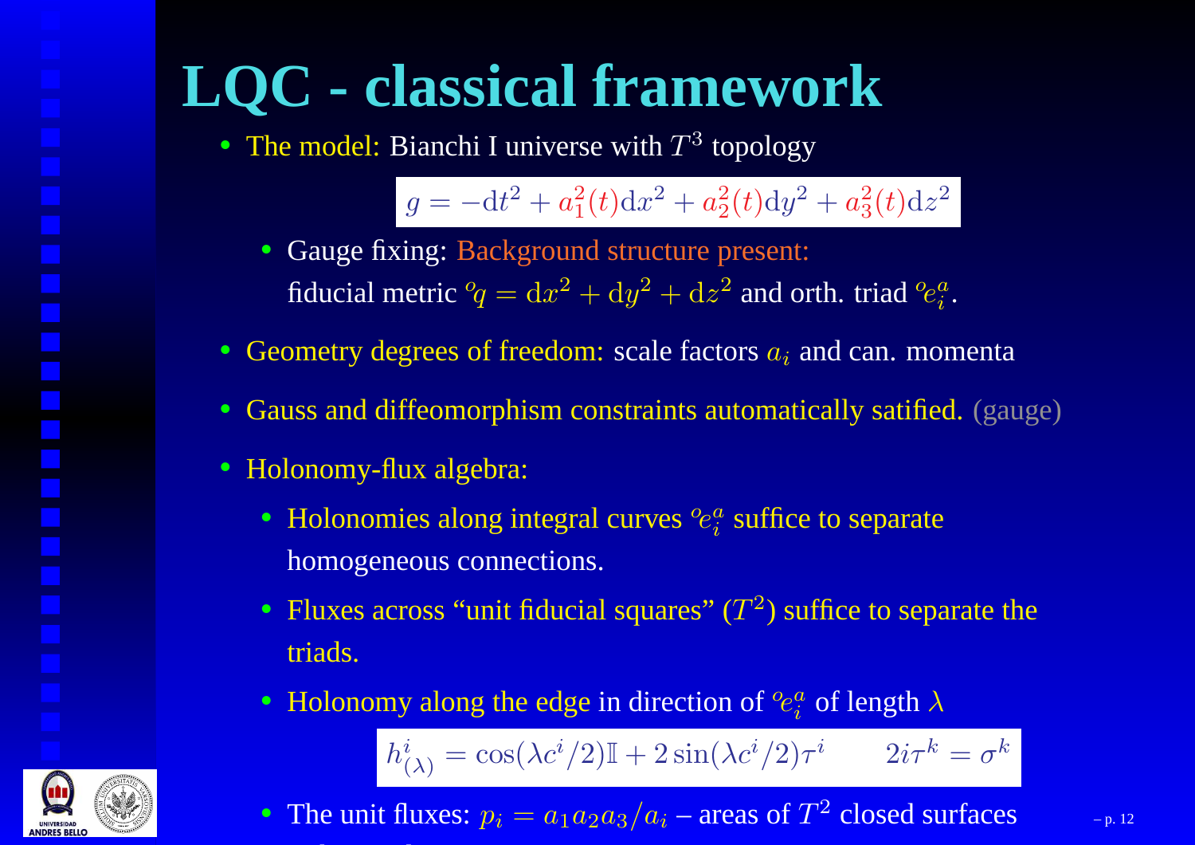# LQC - classical framework

- The model: Bianchi I universe with $T^3$ topology

$$g = -\mathrm{d}t^2 + a_1^2(t)\mathrm{d}x^2 + a_2^2(t)\mathrm{d}y^2 + a_3^2(t)\mathrm{d}z^2$$

  - Gauge fixing: Background structure present: fiducial metric ${}^o q = \mathrm{d}x^2 + \mathrm{d}y^2 + \mathrm{d}z^2$ and orth. triad ${}^o e^a_i$.

- Geometry degrees of freedom: scale factors $a_i$ and can. momenta
- Gauss and diffeomorphism constraints automatically satified. (gauge)
- Holonomy-flux algebra:
  - Holonomies along integral curves ${}^o e^a_i$ suffice to separate homogeneous connections.
  - Fluxes across "unit fiducial squares" ($T^2$) suffice to separate the triads.
  - Holonomy along the edge in direction of ${}^o e^a_i$ of length $\lambda$

$$h^i_{(\lambda)} = \cos(\lambda c^i/2)\mathbb{I} + 2\sin(\lambda c^i/2)\tau^i \qquad 2i\tau^k = \sigma^k$$

  - The unit fluxes: $p_i = a_1 a_2 a_3 / a_i$ – areas of $T^2$ closed surfaces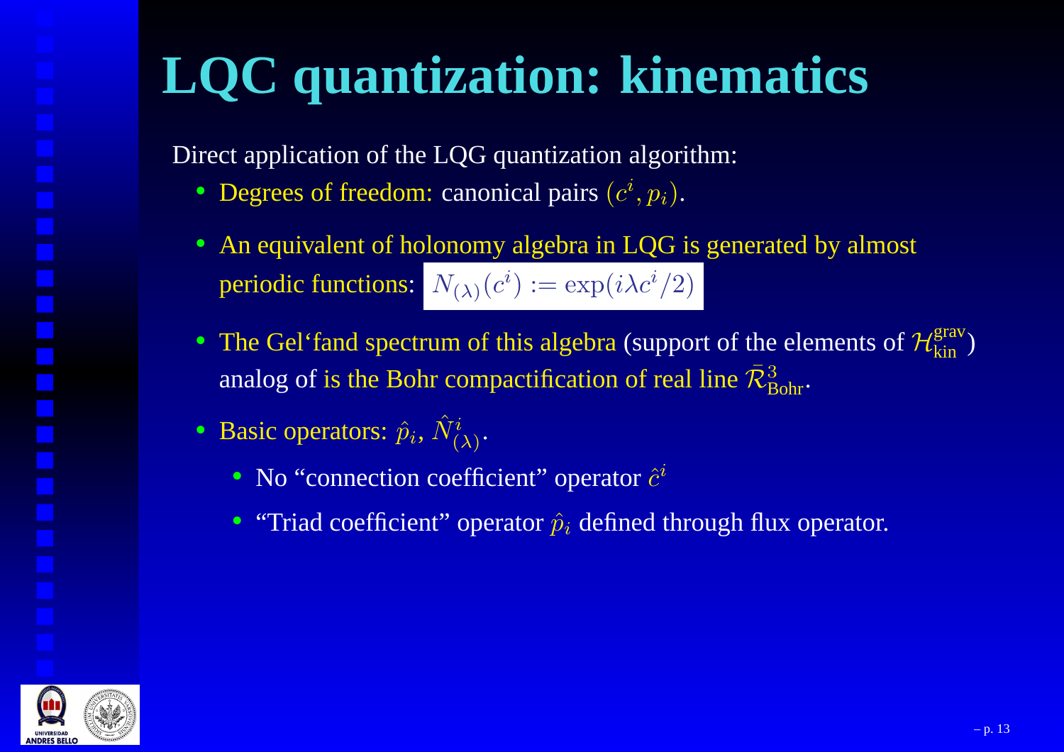# LQC quantization: kinematics

Direct application of the LQG quantization algorithm:

- Degrees of freedom: canonical pairs $(c^i, p_i)$.
- An equivalent of holonomy algebra in LQG is generated by almost periodic functions: $N_{(\lambda)}(c^i) := \exp(i\lambda c^i/2)$
- The Gel'fand spectrum of this algebra (support of the elements of $\mathcal{H}^{\text{grav}}_{\text{kin}}$) analog of is the Bohr compactification of real line $\bar{\mathcal{R}}^3_{\text{Bohr}}$.
- Basic operators: $\hat{p}_i$, $\hat{N}^i_{(\lambda)}$.
    - No "connection coefficient" operator $\hat{c}^i$
    - "Triad coefficient" operator $\hat{p}_i$ defined through flux operator.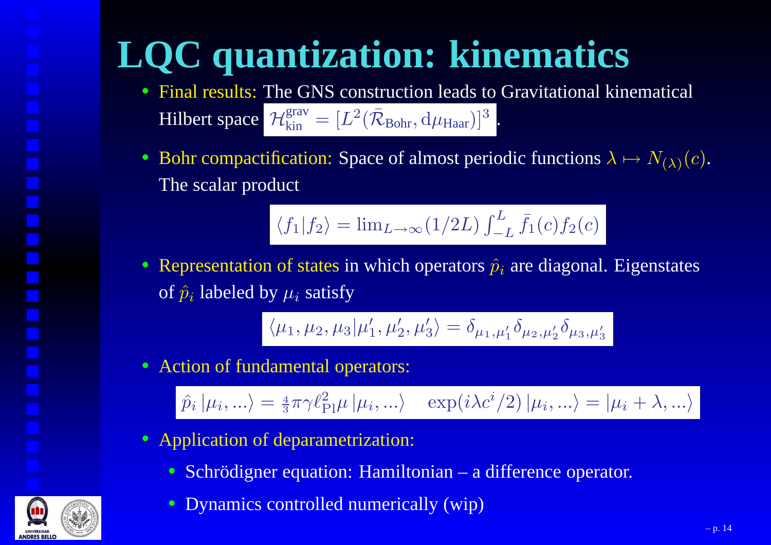# LQC quantization: kinematics

- Final results: The GNS construction leads to Gravitational kinematical Hilbert space $\mathcal{H}^{\text{grav}}_{\text{kin}} = [L^2(\bar{\mathcal{R}}_{\text{Bohr}}, \mathrm{d}\mu_{\text{Haar}})]^3$.
- Bohr compactification: Space of almost periodic functions $\lambda \mapsto N_{(\lambda)}(c)$. The scalar product

$$\langle f_1 | f_2 \rangle = \lim_{L\to\infty} (1/2L) \int_{-L}^{L} \bar{f}_1(c) f_2(c)$$

- Representation of states in which operators $\hat{p}_i$ are diagonal. Eigenstates of $\hat{p}_i$ labeled by $\mu_i$ satisfy

$$\langle \mu_1, \mu_2, \mu_3 | \mu_1', \mu_2', \mu_3' \rangle = \delta_{\mu_1, \mu_1'} \delta_{\mu_2, \mu_2'} \delta_{\mu_3, \mu_3'}$$

- Action of fundamental operators:

$$\hat{p}_i \, |\mu_i, \ldots\rangle = \tfrac{4}{3}\pi\gamma\ell_{\text{Pl}}^2 \mu \, |\mu_i, \ldots\rangle \quad \exp(i\lambda c^i/2) \, |\mu_i, \ldots\rangle = |\mu_i + \lambda, \ldots\rangle$$

- Application of deparametrization:
  - Schrödigner equation: Hamiltonian – a difference operator.
  - Dynamics controlled numerically (wip)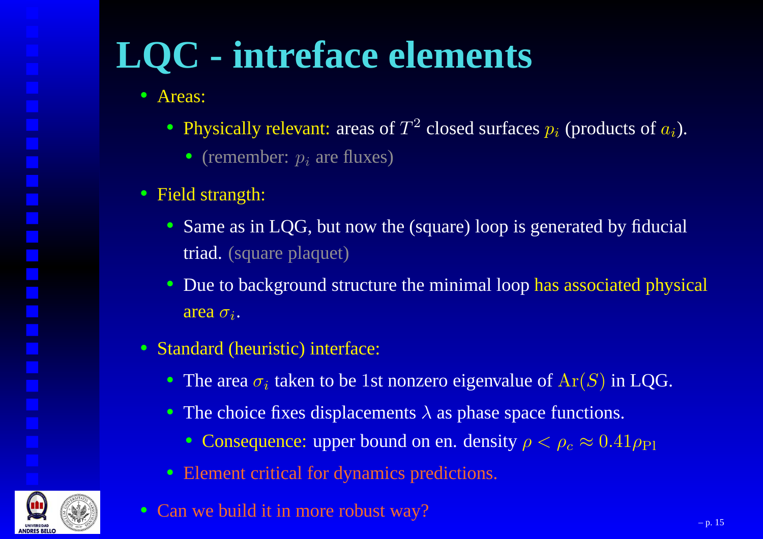# LQC - intreface elements

- Areas:
  - Physically relevant: areas of $T^2$ closed surfaces $p_i$ (products of $a_i$).
    - (remember: $p_i$ are fluxes)
- Field strength:
  - Same as in LQG, but now the (square) loop is generated by fiducial triad. (square plaquet)
  - Due to background structure the minimal loop has associated physical area $\sigma_i$.
- Standard (heuristic) interface:
  - The area $\sigma_i$ taken to be 1st nonzero eigenvalue of $\mathrm{Ar}(S)$ in LQG.
  - The choice fixes displacements $\lambda$ as phase space functions.
    - Consequence: upper bound on en. density $\rho < \rho_c \approx 0.41\rho_{\mathrm{Pl}}$
  - Element critical for dynamics predictions.
- Can we build it in more robust way?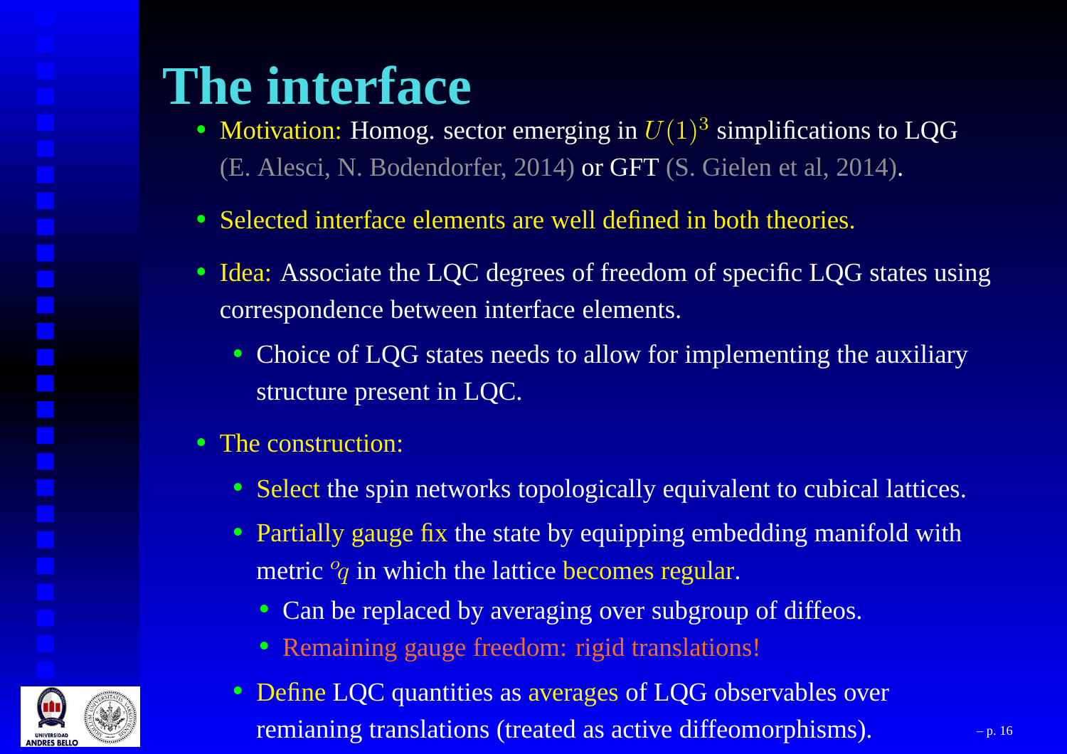# The interface

- Motivation: Homog. sector emerging in $U(1)^3$ simplifications to LQG (E. Alesci, N. Bodendorfer, 2014) or GFT (S. Gielen et al, 2014).
- Selected interface elements are well defined in both theories.
- Idea: Associate the LQC degrees of freedom of specific LQG states using correspondence between interface elements.
  - Choice of LQG states needs to allow for implementing the auxiliary structure present in LQC.
- The construction:
  - Select the spin networks topologically equivalent to cubical lattices.
  - Partially gauge fix the state by equipping embedding manifold with metric ${}^oq$ in which the lattice becomes regular.
    - Can be replaced by averaging over subgroup of diffeos.
    - Remaining gauge freedom: rigid translations!
  - Define LQC quantities as averages of LQG observables over remianing translations (treated as active diffeomorphisms).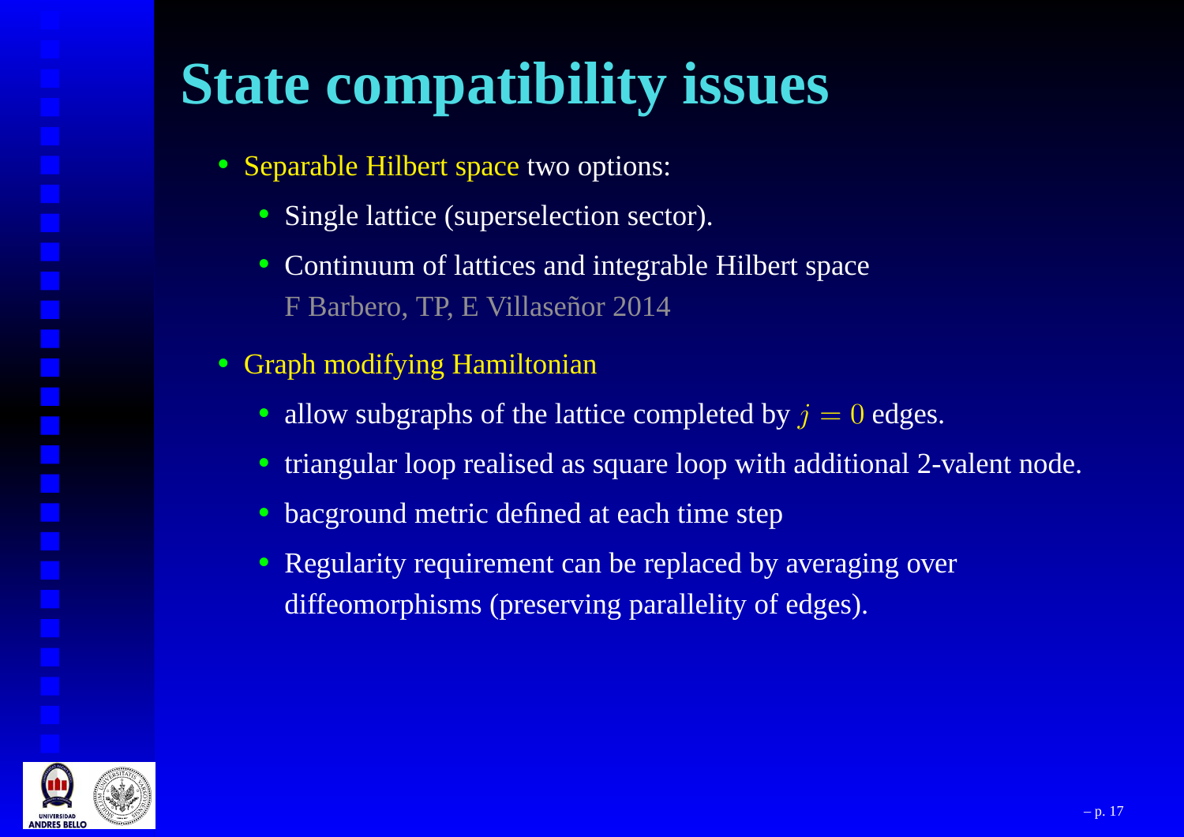# State compatibility issues

- Separable Hilbert space two options:
  - Single lattice (superselection sector).
  - Continuum of lattices and integrable Hilbert space
    F Barbero, TP, E Villaseñor 2014
- Graph modifying Hamiltonian
  - allow subgraphs of the lattice completed by $j = 0$ edges.
  - triangular loop realised as square loop with additional 2-valent node.
  - bacground metric defined at each time step
  - Regularity requirement can be replaced by averaging over diffeomorphisms (preserving parallelity of edges).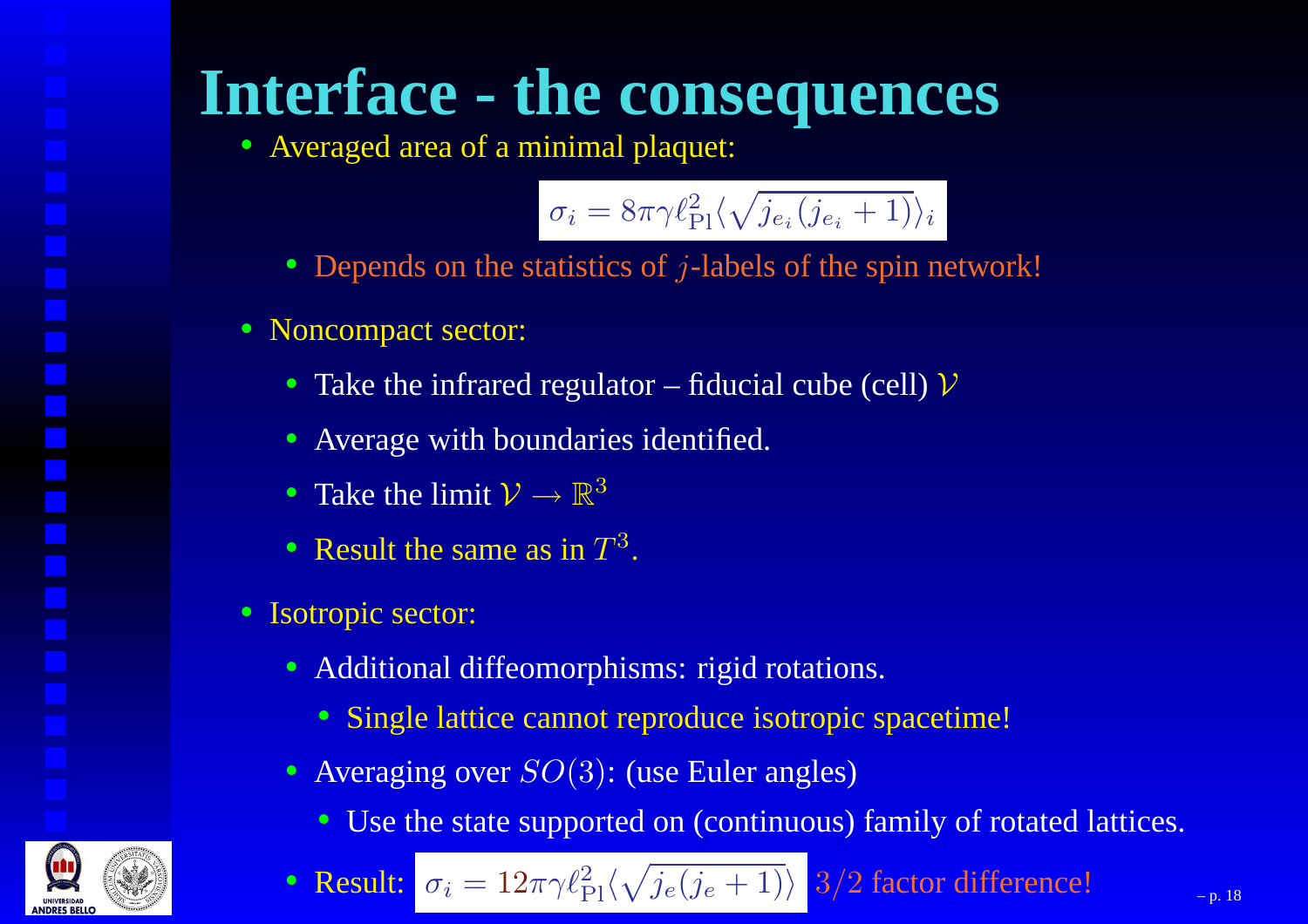# Interface - the consequences

- Averaged area of a minimal plaquet:

$$\sigma_i = 8\pi\gamma\ell_{\mathrm{Pl}}^2 \langle \sqrt{j_{e_i}(j_{e_i}+1)} \rangle_i$$

  - Depends on the statistics of $j$-labels of the spin network!

- Noncompact sector:
  - Take the infrared regulator – fiducial cube (cell) $\mathcal{V}$
  - Average with boundaries identified.
  - Take the limit $\mathcal{V} \to \mathbb{R}^3$
  - Result the same as in $T^3$.

- Isotropic sector:
  - Additional diffeomorphisms: rigid rotations.
    - Single lattice cannot reproduce isotropic spacetime!
  - Averaging over $SO(3)$: (use Euler angles)
    - Use the state supported on (continuous) family of rotated lattices.
  - Result: $\sigma_i = 12\pi\gamma\ell_{\mathrm{Pl}}^2 \langle \sqrt{j_e(j_e+1)} \rangle$ $3/2$ factor difference!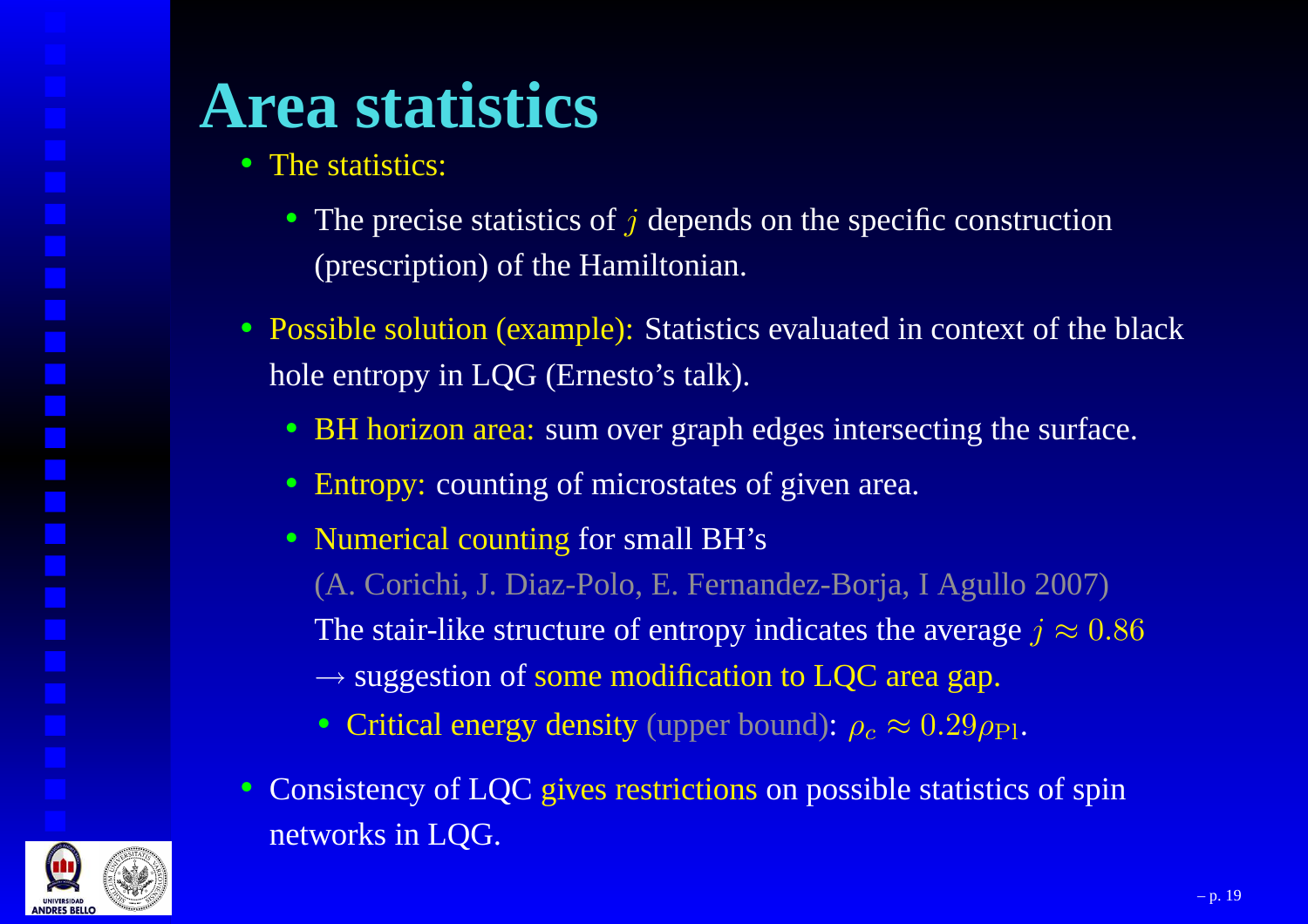# Area statistics

- The statistics:
  - The precise statistics of $j$ depends on the specific construction (prescription) of the Hamiltonian.
- Possible solution (example): Statistics evaluated in context of the black hole entropy in LQG (Ernesto's talk).
  - BH horizon area: sum over graph edges intersecting the surface.
  - Entropy: counting of microstates of given area.
  - Numerical counting for small BH's
    (A. Corichi, J. Diaz-Polo, E. Fernandez-Borja, I Agullo 2007)
    The stair-like structure of entropy indicates the average $j \approx 0.86$
    $\rightarrow$ suggestion of some modification to LQC area gap.
    - Critical energy density (upper bound): $\rho_c \approx 0.29\rho_{\text{Pl}}$.
- Consistency of LQC gives restrictions on possible statistics of spin networks in LQG.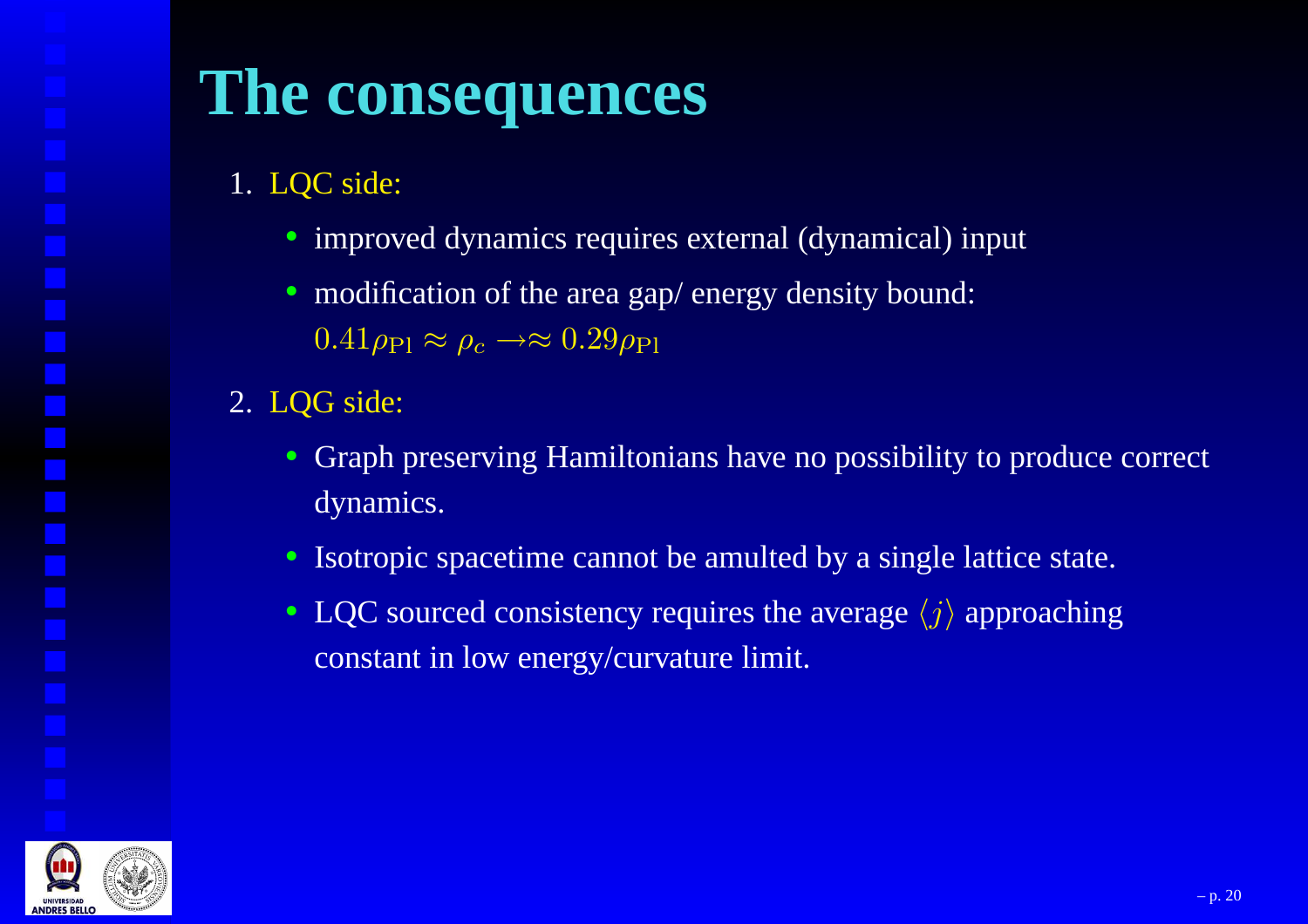# The consequences

1. LQC side:
   - improved dynamics requires external (dynamical) input
   - modification of the area gap/ energy density bound: $0.41\rho_{\rm Pl} \approx \rho_c \to \approx 0.29\rho_{\rm Pl}$
2. LQG side:
   - Graph preserving Hamiltonians have no possibility to produce correct dynamics.
   - Isotropic spacetime cannot be amulted by a single lattice state.
   - LQC sourced consistency requires the average $\langle j \rangle$ approaching constant in low energy/curvature limit.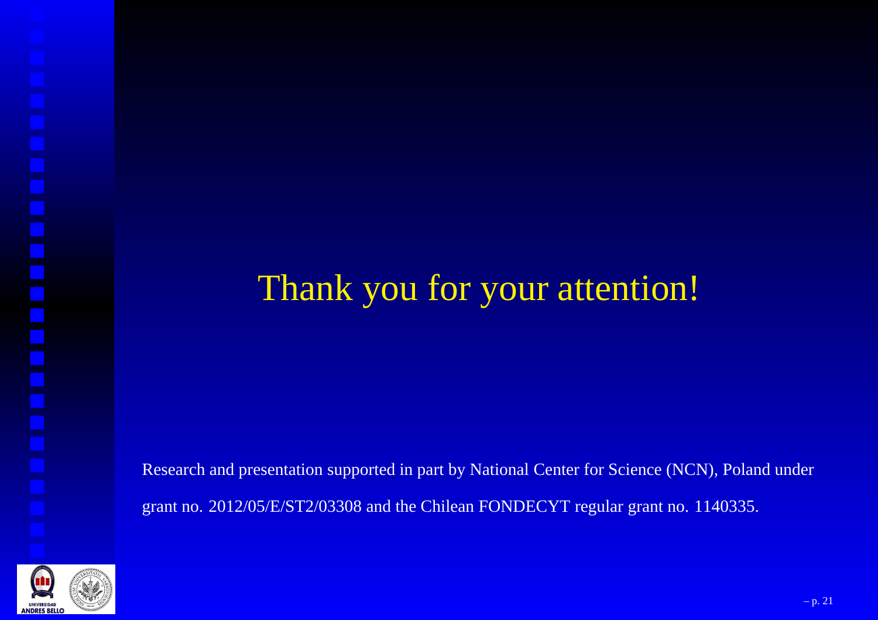# Thank you for your attention!

Research and presentation supported in part by National Center for Science (NCN), Poland under grant no. 2012/05/E/ST2/03308 and the Chilean FONDECYT regular grant no. 1140335.